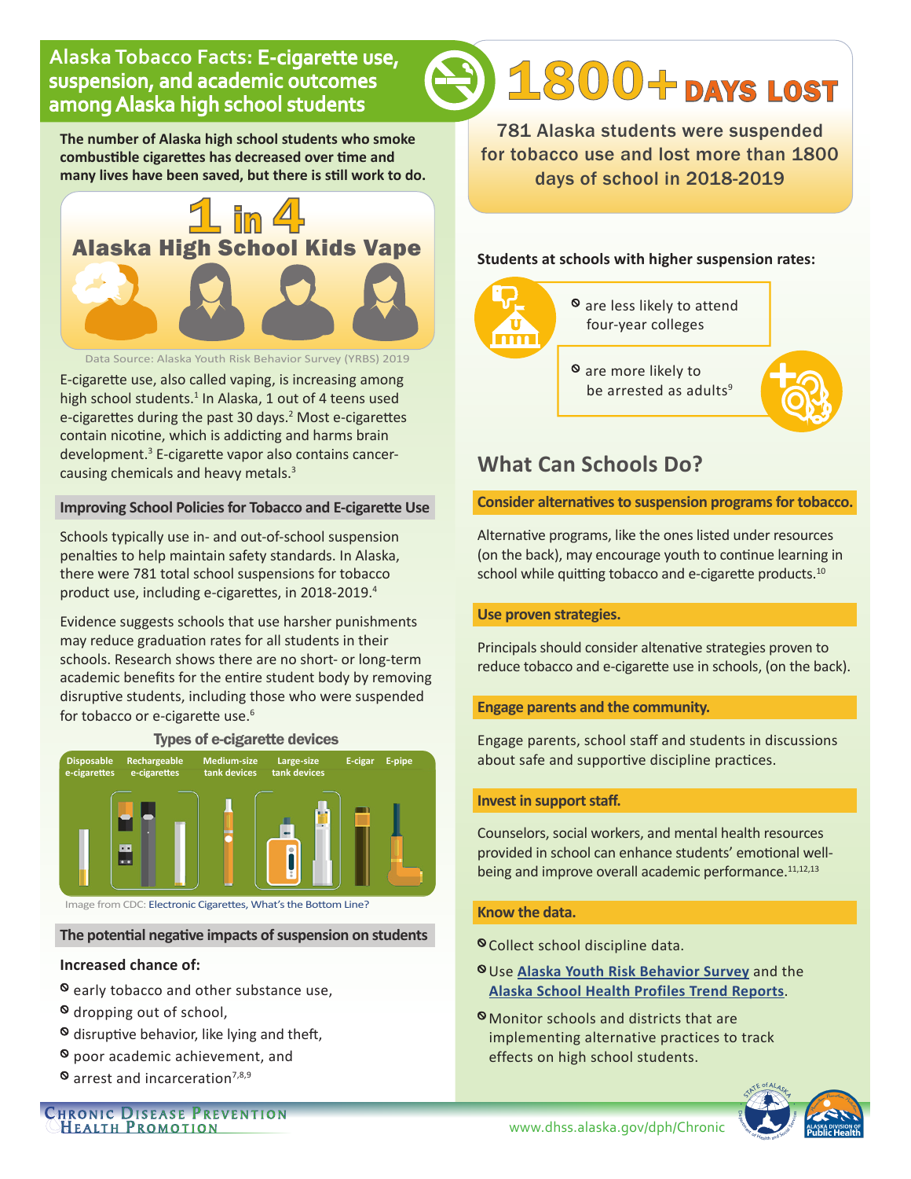# Alaska Tobacco Facts: E-cigarette use, suspension, and academic outcomes among Alaska high school students

**The number of Alaska high school students who smoke combustible cigarettes has decreased over time and many lives have been saved, but there is still work to do.**

## 1 in 4 Alaska High School Kids Vape

Data Source: Alaska Youth Risk Behavior Survey (YRBS) 2019

E-cigarette use, also called vaping, is increasing among high school students.[1] In Alaska, 1 out of 4 teens used e-cigarettes during the past 30 days.[2] Most e-cigarettes contain nicotine, which is addicting and harms brain development.[3] E-cigarette vapor also contains cancer-causing chemicals and heavy metals.[3]

### Improving School Policies for Tobacco and E-cigarette Use

Schools typically use in- and out-of-school suspension penalties to help maintain safety standards. In Alaska, there were 781 total school suspensions for tobacco product use, including e-cigarettes, in 2018-2019.[4]

Evidence suggests schools that use harsher punishments may reduce graduation rates for all students in their schools. Research shows there are no short- or long-term academic benefits for the entire student body by removing disruptive students, including those who were suspended for tobacco or e-cigarette use.[6]

**Types of e-cigarette devices**

Disposable e-cigarettes | Rechargeable e-cigarettes | Medium-size tank devices | Large-size tank devices | E-cigar | E-pipe

Image from CDC: Electronic Cigarettes, What's the Bottom Line?

### The potential negative impacts of suspension on students

**Increased chance of:**

- early tobacco and other substance use,
- dropping out of school,
- disruptive behavior, like lying and theft,
- poor academic achievement, and
- arrest and incarceration[7,8,9]

## 1800+ DAYS LOST

781 Alaska students were suspended for tobacco use and lost more than 1800 days of school in 2018-2019

**Students at schools with higher suspension rates:**

- are less likely to attend four-year colleges
- are more likely to be arrested as adults[9]

## What Can Schools Do?

### Consider alternatives to suspension programs for tobacco.

Alternative programs, like the ones listed under resources (on the back), may encourage youth to continue learning in school while quitting tobacco and e-cigarette products.[10]

### Use proven strategies.

Principals should consider altenative strategies proven to reduce tobacco and e-cigarette use in schools, (on the back).

### Engage parents and the community.

Engage parents, school staff and students in discussions about safe and supportive discipline practices.

### Invest in support staff.

Counselors, social workers, and mental health resources provided in school can enhance students' emotional well-being and improve overall academic performance.[11,12,13]

### Know the data.

- Collect school discipline data.
- Use **Alaska Youth Risk Behavior Survey** and the **Alaska School Health Profiles Trend Reports**.
- Monitor schools and districts that are implementing alternative practices to track effects on high school students.

Chronic Disease Prevention Health Promotion

www.dhss.alaska.gov/dph/Chronic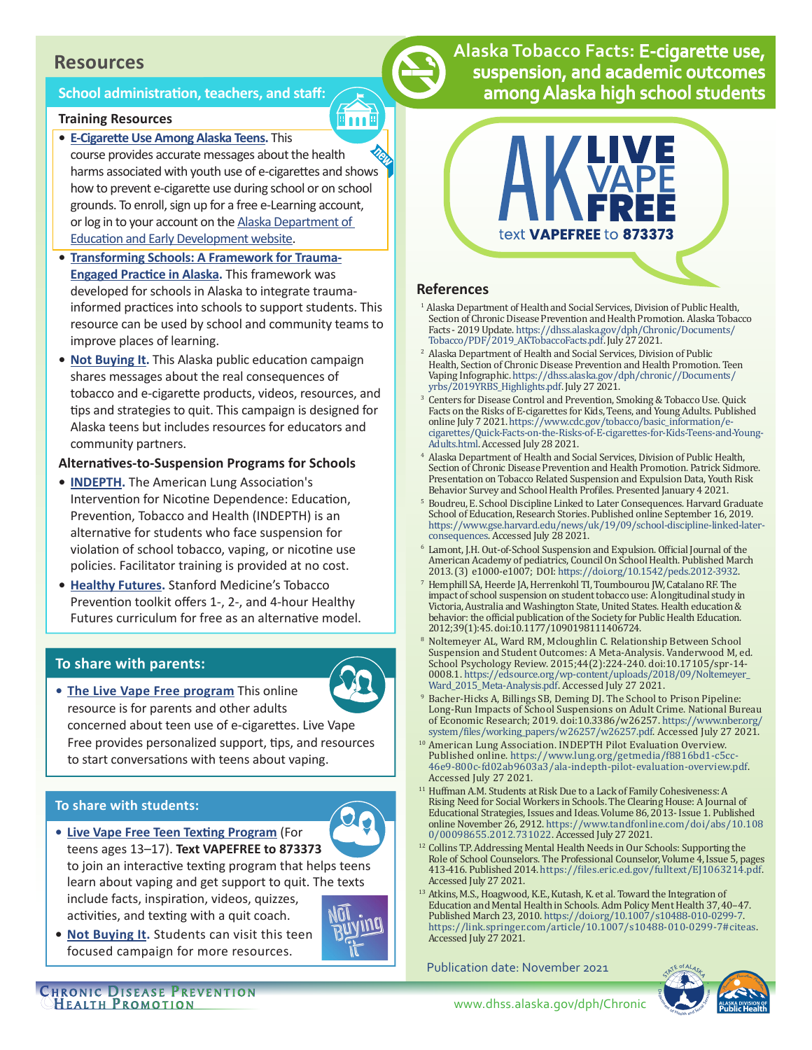# Alaska Tobacco Facts: E-cigarette use, suspension, and academic outcomes among Alaska high school students

## Resources

### School administration, teachers, and staff:

**Training Resources**

- **E-Cigarette Use Among Alaska Teens.** This course provides accurate messages about the health harms associated with youth use of e-cigarettes and shows how to prevent e-cigarette use during school or on school grounds. To enroll, sign up for a free e-Learning account, or log in to your account on the Alaska Department of Education and Early Development website.
- **Transforming Schools: A Framework for Trauma-Engaged Practice in Alaska.** This framework was developed for schools in Alaska to integrate trauma-informed practices into schools to support students. This resource can be used by school and community teams to improve places of learning.
- **Not Buying It.** This Alaska public education campaign shares messages about the real consequences of tobacco and e-cigarette products, videos, resources, and tips and strategies to quit. This campaign is designed for Alaska teens but includes resources for educators and community partners.

**Alternatives-to-Suspension Programs for Schools**

- **INDEPTH.** The American Lung Association's Intervention for Nicotine Dependence: Education, Prevention, Tobacco and Health (INDEPTH) is an alternative for students who face suspension for violation of school tobacco, vaping, or nicotine use policies. Facilitator training is provided at no cost.
- **Healthy Futures.** Stanford Medicine's Tobacco Prevention toolkit offers 1-, 2-, and 4-hour Healthy Futures curriculum for free as an alternative model.

### To share with parents:

- **The Live Vape Free program** This online resource is for parents and other adults concerned about teen use of e-cigarettes. Live Vape Free provides personalized support, tips, and resources to start conversations with teens about vaping.

### To share with students:

- **Live Vape Free Teen Texting Program** (For teens ages 13–17). **Text VAPEFREE to 873373** to join an interactive texting program that helps teens learn about vaping and get support to quit. The texts include facts, inspiration, videos, quizzes, activities, and texting with a quit coach.
- **Not Buying It.** Students can visit this teen focused campaign for more resources.

AK LIVE VAPE FREE

text **VAPEFREE** to **873373**

## References

1. Alaska Department of Health and Social Services, Division of Public Health, Section of Chronic Disease Prevention and Health Promotion. Alaska Tobacco Facts - 2019 Update. https://dhss.alaska.gov/dph/Chronic/Documents/Tobacco/PDF/2019_AKTobaccoFacts.pdf. July 27 2021.
2. Alaska Department of Health and Social Services, Division of Public Health, Section of Chronic Disease Prevention and Health Promotion. Teen Vaping Infographic. https://dhss.alaska.gov/dph/chronic//Documents/yrbs/2019YRBS_Highlights.pdf. July 27 2021.
3. Centers for Disease Control and Prevention, Smoking & Tobacco Use. Quick Facts on the Risks of E-cigarettes for Kids, Teens, and Young Adults. Published online July 7 2021. https://www.cdc.gov/tobacco/basic_information/e-cigarettes/Quick-Facts-on-the-Risks-of-E-cigarettes-for-Kids-Teens-and-Young-Adults.html. Accessed July 28 2021.
4. Alaska Department of Health and Social Services, Division of Public Health, Section of Chronic Disease Prevention and Health Promotion. Patrick Sidmore. Presentation on Tobacco Related Suspension and Expulsion Data, Youth Risk Behavior Survey and School Health Profiles. Presented January 4 2021.
5. Boudreu, E. School Discipline Linked to Later Consequences. Harvard Graduate School of Education, Research Stories. Published online September 16, 2019. https://www.gse.harvard.edu/news/uk/19/09/school-discipline-linked-later-consequences. Accessed July 28 2021.
6. Lamont, J.H. Out-of-School Suspension and Expulsion. Official Journal of the American Academy of pediatrics, Council On School Health. Published March 2013. (3) e1000-e1007; DOI: https://doi.org/10.1542/peds.2012-3932.
7. Hemphill SA, Heerde JA, Herrenkohl TI, Toumbourou JW, Catalano RF. The impact of school suspension on student tobacco use: A longitudinal study in Victoria, Australia and Washington State, United States. Health education & behavior: the official publication of the Society for Public Health Education. 2012;39(1):45. doi:10.1177/1090198111406724.
8. Noltemeyer AL, Ward RM, Mcloughlin C. Relationship Between School Suspension and Student Outcomes: A Meta-Analysis. Vanderwood M, ed. School Psychology Review. 2015;44(2):224-240. doi:10.17105/spr-14-0008.1. https://edsource.org/wp-content/uploads/2018/09/Noltemeyer_Ward_2015_Meta-Analysis.pdf. Accessed July 27 2021.
9. Bacher-Hicks A, Billings SB, Deming DJ. The School to Prison Pipeline: Long-Run Impacts of School Suspensions on Adult Crime. National Bureau of Economic Research; 2019. doi:10.3386/w26257. https://www.nber.org/system/files/working_papers/w26257/w26257.pdf. Accessed July 27 2021.
10. American Lung Association. INDEPTH Pilot Evaluation Overview. Published online. https://www.lung.org/getmedia/f8816bd1-c5cc-46e9-800c-fd02ab9603a3/ala-indepth-pilot-evaluation-overview.pdf. Accessed July 27 2021.
11. Huffman A.M. Students at Risk Due to a Lack of Family Cohesiveness: A Rising Need for Social Workers in Schools. The Clearing House: A Journal of Educational Strategies, Issues and Ideas. Volume 86, 2013- Issue 1. Published online November 26, 2912. https://www.tandfonline.com/doi/abs/10.1080/00098655.2012.731022. Accessed July 27 2021.
12. Collins T.P. Addressing Mental Health Needs in Our Schools: Supporting the Role of School Counselors. The Professional Counselor, Volume 4, Issue 5, pages 413-416. Published 2014. https://files.eric.ed.gov/fulltext/EJ1063214.pdf. Accessed July 27 2021.
13. Atkins, M.S., Hoagwood, K.E., Kutash, K. et al. Toward the Integration of Education and Mental Health in Schools. Adm Policy Ment Health 37, 40–47. Published March 23, 2010. https://doi.org/10.1007/s10488-010-0299-7. https://link.springer.com/article/10.1007/s10488-010-0299-7#citeas. Accessed July 27 2021.

Publication date: November 2021

Chronic Disease Prevention Health Promotion

www.dhss.alaska.gov/dph/Chronic